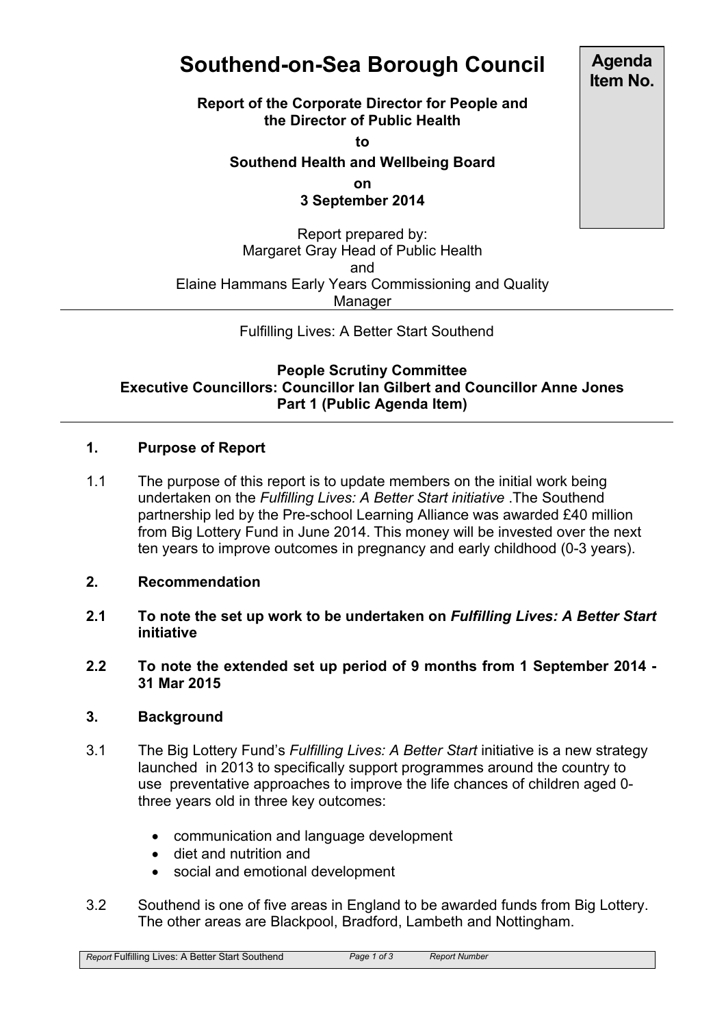# Southend-on-Sea Borough Council

**Agenda Item No.**

**Report of the Corporate Director for People and the Director of Public Health**

**to**

**Southend Health and Wellbeing Board**

**on**

**3 September 2014**

Report prepared by:
Margaret Gray Head of Public Health
and
Elaine Hammans Early Years Commissioning and Quality Manager

---

Fulfilling Lives: A Better Start Southend

**People Scrutiny Committee**
**Executive Councillors: Councillor Ian Gilbert and Councillor Anne Jones**
**Part 1 (Public Agenda Item)**

---

## 1. Purpose of Report

1.1 The purpose of this report is to update members on the initial work being undertaken on the *Fulfilling Lives: A Better Start initiative* .The Southend partnership led by the Pre-school Learning Alliance was awarded £40 million from Big Lottery Fund in June 2014. This money will be invested over the next ten years to improve outcomes in pregnancy and early childhood (0-3 years).

## 2. Recommendation

**2.1 To note the set up work to be undertaken on *Fulfilling Lives: A Better Start* initiative**

**2.2 To note the extended set up period of 9 months from 1 September 2014 - 31 Mar 2015**

## 3. Background

3.1 The Big Lottery Fund's *Fulfilling Lives: A Better Start* initiative is a new strategy launched in 2013 to specifically support programmes around the country to use preventative approaches to improve the life chances of children aged 0-three years old in three key outcomes:

- communication and language development
- diet and nutrition and
- social and emotional development

3.2 Southend is one of five areas in England to be awarded funds from Big Lottery. The other areas are Blackpool, Bradford, Lambeth and Nottingham.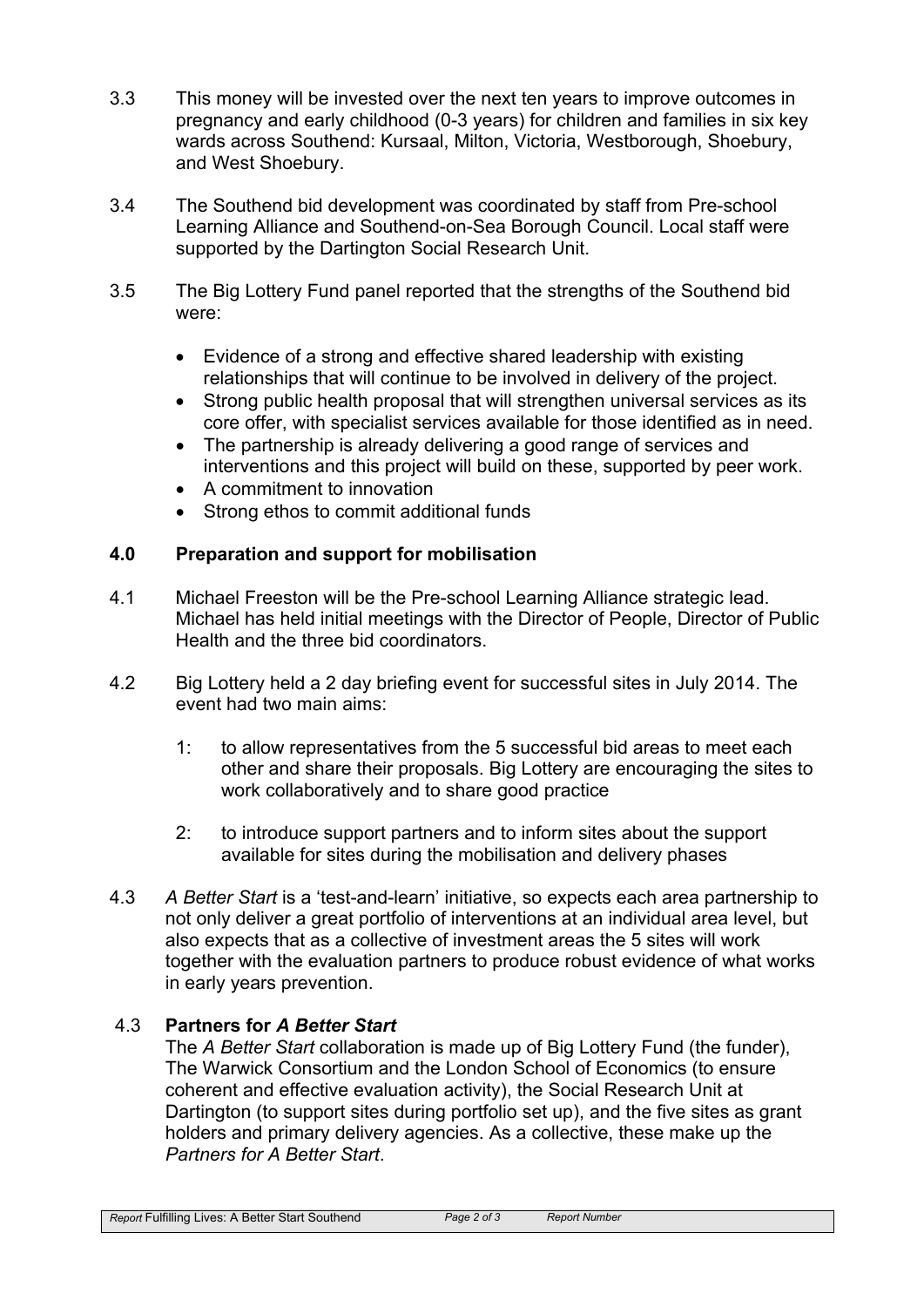3.3 This money will be invested over the next ten years to improve outcomes in pregnancy and early childhood (0-3 years) for children and families in six key wards across Southend: Kursaal, Milton, Victoria, Westborough, Shoebury, and West Shoebury.

3.4 The Southend bid development was coordinated by staff from Pre-school Learning Alliance and Southend-on-Sea Borough Council. Local staff were supported by the Dartington Social Research Unit.

3.5 The Big Lottery Fund panel reported that the strengths of the Southend bid were:

- Evidence of a strong and effective shared leadership with existing relationships that will continue to be involved in delivery of the project.
- Strong public health proposal that will strengthen universal services as its core offer, with specialist services available for those identified as in need.
- The partnership is already delivering a good range of services and interventions and this project will build on these, supported by peer work.
- A commitment to innovation
- Strong ethos to commit additional funds

## 4.0 Preparation and support for mobilisation

4.1 Michael Freeston will be the Pre-school Learning Alliance strategic lead. Michael has held initial meetings with the Director of People, Director of Public Health and the three bid coordinators.

4.2 Big Lottery held a 2 day briefing event for successful sites in July 2014. The event had two main aims:

1: to allow representatives from the 5 successful bid areas to meet each other and share their proposals. Big Lottery are encouraging the sites to work collaboratively and to share good practice

2: to introduce support partners and to inform sites about the support available for sites during the mobilisation and delivery phases

4.3 *A Better Start* is a 'test-and-learn' initiative, so expects each area partnership to not only deliver a great portfolio of interventions at an individual area level, but also expects that as a collective of investment areas the 5 sites will work together with the evaluation partners to produce robust evidence of what works in early years prevention.

### 4.3 Partners for *A Better Start*

The *A Better Start* collaboration is made up of Big Lottery Fund (the funder), The Warwick Consortium and the London School of Economics (to ensure coherent and effective evaluation activity), the Social Research Unit at Dartington (to support sites during portfolio set up), and the five sites as grant holders and primary delivery agencies. As a collective, these make up the *Partners for A Better Start*.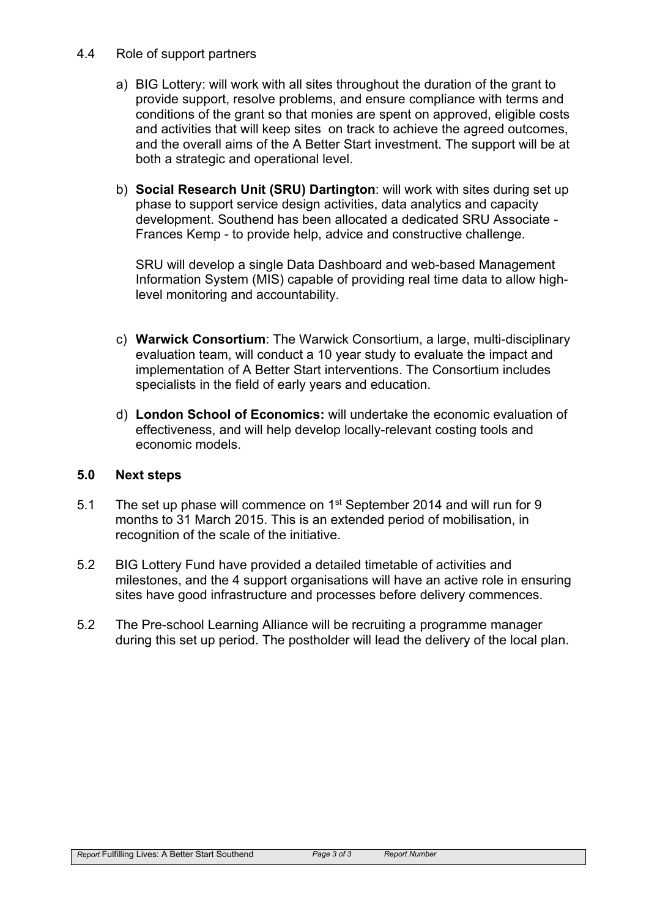4.4 Role of support partners

a) BIG Lottery: will work with all sites throughout the duration of the grant to provide support, resolve problems, and ensure compliance with terms and conditions of the grant so that monies are spent on approved, eligible costs and activities that will keep sites on track to achieve the agreed outcomes, and the overall aims of the A Better Start investment. The support will be at both a strategic and operational level.

b) **Social Research Unit (SRU) Dartington**: will work with sites during set up phase to support service design activities, data analytics and capacity development. Southend has been allocated a dedicated SRU Associate - Frances Kemp - to provide help, advice and constructive challenge.

   SRU will develop a single Data Dashboard and web-based Management Information System (MIS) capable of providing real time data to allow high-level monitoring and accountability.

c) **Warwick Consortium**: The Warwick Consortium, a large, multi-disciplinary evaluation team, will conduct a 10 year study to evaluate the impact and implementation of A Better Start interventions. The Consortium includes specialists in the field of early years and education.

d) **London School of Economics:** will undertake the economic evaluation of effectiveness, and will help develop locally-relevant costing tools and economic models.

## 5.0 Next steps

5.1 The set up phase will commence on 1st September 2014 and will run for 9 months to 31 March 2015. This is an extended period of mobilisation, in recognition of the scale of the initiative.

5.2 BIG Lottery Fund have provided a detailed timetable of activities and milestones, and the 4 support organisations will have an active role in ensuring sites have good infrastructure and processes before delivery commences.

5.2 The Pre-school Learning Alliance will be recruiting a programme manager during this set up period. The postholder will lead the delivery of the local plan.